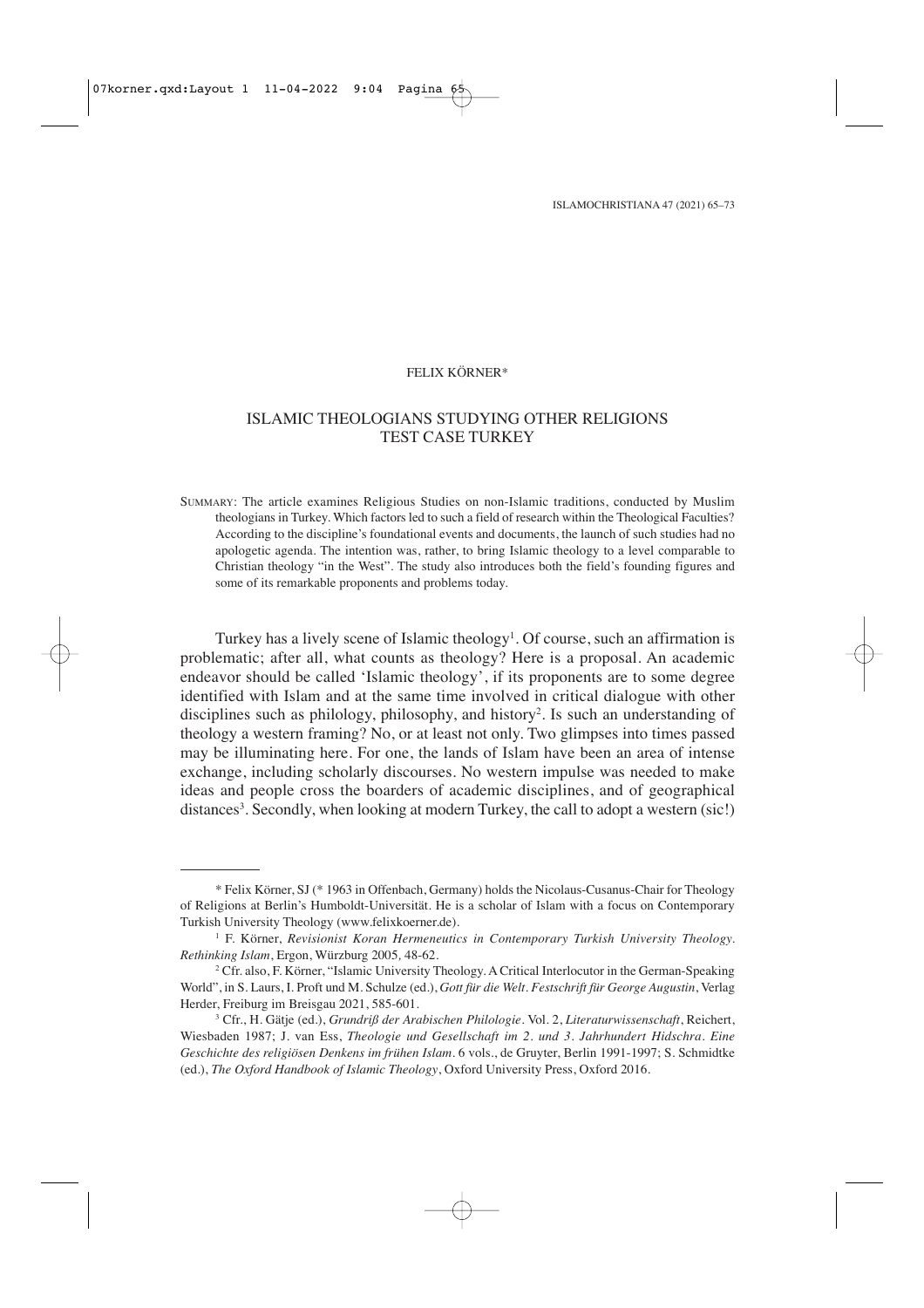FELIX KÖRNER*

# ISLAMIC THEOLOGIANS STUDYING OTHER RELIGIONS TEST CASE TURKEY

SUMMARY: The article examines Religious Studies on non-Islamic traditions, conducted by Muslim theologians in Turkey. Which factors led to such a field of research within the Theological Faculties? According to the discipline's foundational events and documents, the launch of such studies had no apologetic agenda. The intention was, rather, to bring Islamic theology to a level comparable to Christian theology "in the West". The study also introduces both the field's founding figures and some of its remarkable proponents and problems today.

Turkey has a lively scene of Islamic theology[1]. Of course, such an affirmation is problematic; after all, what counts as theology? Here is a proposal. An academic endeavor should be called 'Islamic theology', if its proponents are to some degree identified with Islam and at the same time involved in critical dialogue with other disciplines such as philology, philosophy, and history[2]. Is such an understanding of theology a western framing? No, or at least not only. Two glimpses into times passed may be illuminating here. For one, the lands of Islam have been an area of intense exchange, including scholarly discourses. No western impulse was needed to make ideas and people cross the boarders of academic disciplines, and of geographical distances[3]. Secondly, when looking at modern Turkey, the call to adopt a western (sic!)

---

\* Felix Körner, SJ (\* 1963 in Offenbach, Germany) holds the Nicolaus-Cusanus-Chair for Theology of Religions at Berlin's Humboldt-Universität. He is a scholar of Islam with a focus on Contemporary Turkish University Theology (www.felixkoerner.de).

[1] F. Körner, *Revisionist Koran Hermeneutics in Contemporary Turkish University Theology. Rethinking Islam*, Ergon, Würzburg 2005, 48-62.

[2] Cfr. also, F. Körner, "Islamic University Theology. A Critical Interlocutor in the German-Speaking World", in S. Laurs, I. Proft und M. Schulze (ed.), *Gott für die Welt. Festschrift für George Augustin*, Verlag Herder, Freiburg im Breisgau 2021, 585-601.

[3] Cfr., H. Gätje (ed.), *Grundriß der Arabischen Philologie*. Vol. 2, *Literaturwissenschaft*, Reichert, Wiesbaden 1987; J. van Ess, *Theologie und Gesellschaft im 2. und 3. Jahrhundert Hidschra. Eine Geschichte des religiösen Denkens im frühen Islam*. 6 vols., de Gruyter, Berlin 1991-1997; S. Schmidtke (ed.), *The Oxford Handbook of Islamic Theology*, Oxford University Press, Oxford 2016.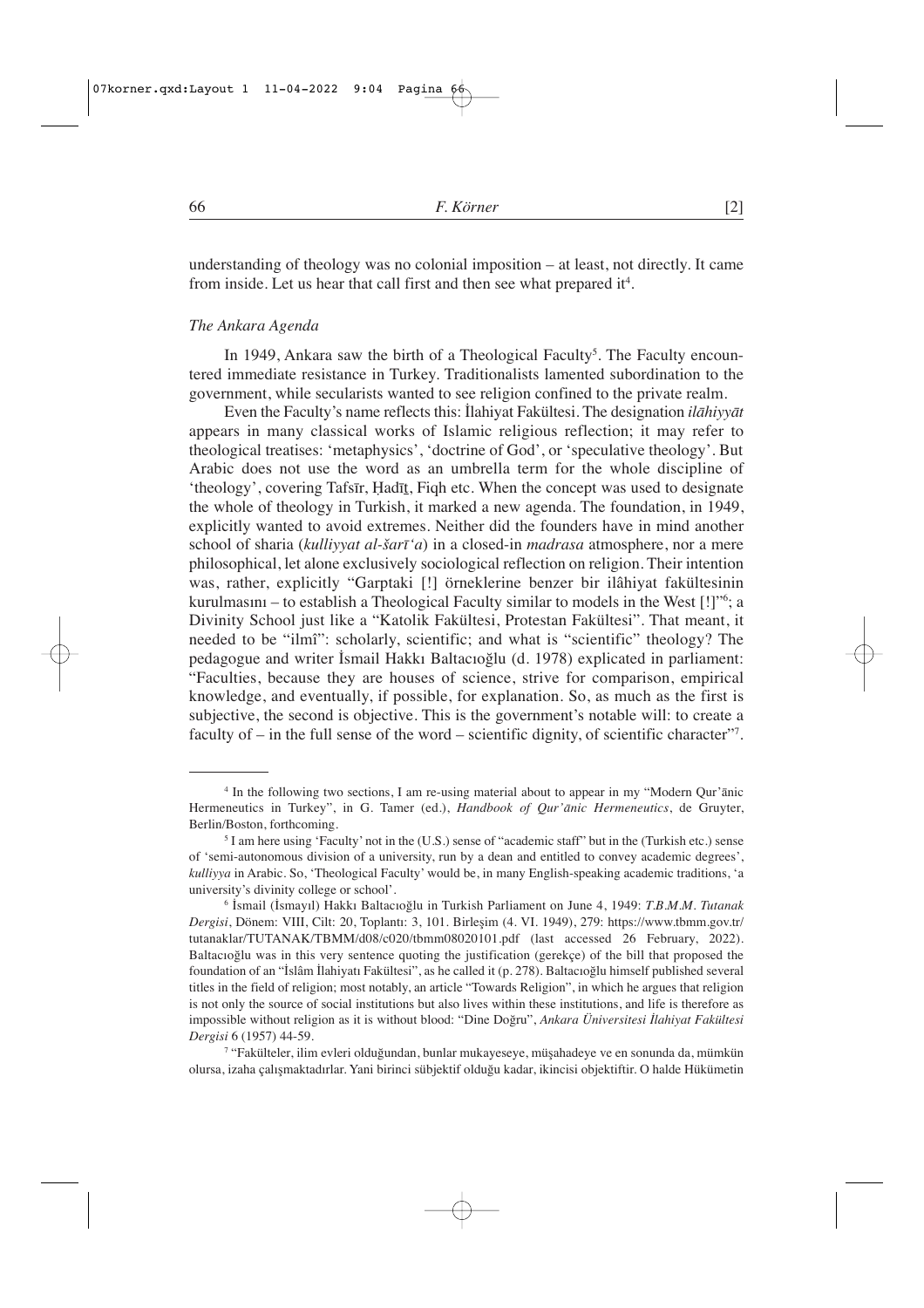understanding of theology was no colonial imposition – at least, not directly. It came from inside. Let us hear that call first and then see what prepared it[4].

### *The Ankara Agenda*

In 1949, Ankara saw the birth of a Theological Faculty[5]. The Faculty encountered immediate resistance in Turkey. Traditionalists lamented subordination to the government, while secularists wanted to see religion confined to the private realm.

Even the Faculty's name reflects this: İlahiyat Fakültesi. The designation *ilāhiyyāt* appears in many classical works of Islamic religious reflection; it may refer to theological treatises: 'metaphysics', 'doctrine of God', or 'speculative theology'. But Arabic does not use the word as an umbrella term for the whole discipline of 'theology', covering Tafsīr, Ḥadīṯ, Fiqh etc. When the concept was used to designate the whole of theology in Turkish, it marked a new agenda. The foundation, in 1949, explicitly wanted to avoid extremes. Neither did the founders have in mind another school of sharia (*kulliyyat al-šarī'a*) in a closed-in *madrasa* atmosphere, nor a mere philosophical, let alone exclusively sociological reflection on religion. Their intention was, rather, explicitly "Garptaki [!] örneklerine benzer bir ilâhiyat fakültesinin kurulmasını – to establish a Theological Faculty similar to models in the West [!]"[6]; a Divinity School just like a "Katolik Fakültesi, Protestan Fakültesi". That meant, it needed to be "ilmî": scholarly, scientific; and what is "scientific" theology? The pedagogue and writer İsmail Hakkı Baltacıoğlu (d. 1978) explicated in parliament: "Faculties, because they are houses of science, strive for comparison, empirical knowledge, and eventually, if possible, for explanation. So, as much as the first is subjective, the second is objective. This is the government's notable will: to create a faculty of – in the full sense of the word – scientific dignity, of scientific character"[7].

---

[4] In the following two sections, I am re-using material about to appear in my "Modern Qur'ānic Hermeneutics in Turkey", in G. Tamer (ed.), *Handbook of Qur'ānic Hermeneutics*, de Gruyter, Berlin/Boston, forthcoming.

[5] I am here using 'Faculty' not in the (U.S.) sense of "academic staff" but in the (Turkish etc.) sense of 'semi-autonomous division of a university, run by a dean and entitled to convey academic degrees', *kulliyya* in Arabic. So, 'Theological Faculty' would be, in many English-speaking academic traditions, 'a university's divinity college or school'.

[6] İsmail (İsmayıl) Hakkı Baltacıoğlu in Turkish Parliament on June 4, 1949: *T.B.M.M. Tutanak Dergisi*, Dönem: VIII, Cilt: 20, Toplantı: 3, 101. Birleşim (4. VI. 1949), 279: https://www.tbmm.gov.tr/tutanaklar/TUTANAK/TBMM/d08/c020/tbmm08020101.pdf (last accessed 26 February, 2022). Baltacıoğlu was in this very sentence quoting the justification (gerekçe) of the bill that proposed the foundation of an "İslâm İlahiyatı Fakültesi", as he called it (p. 278). Baltacıoğlu himself published several titles in the field of religion; most notably, an article "Towards Religion", in which he argues that religion is not only the source of social institutions but also lives within these institutions, and life is therefore as impossible without religion as it is without blood: "Dine Doğru", *Ankara Üniversitesi İlahiyat Fakültesi Dergisi* 6 (1957) 44-59.

[7] "Fakülteler, ilim evleri olduğundan, bunlar mukayeseye, müşahadeye ve en sonunda da, mümkün olursa, izaha çalışmaktadırlar. Yani birinci sübjektif olduğu kadar, ikincisi objektiftir. O halde Hükümetin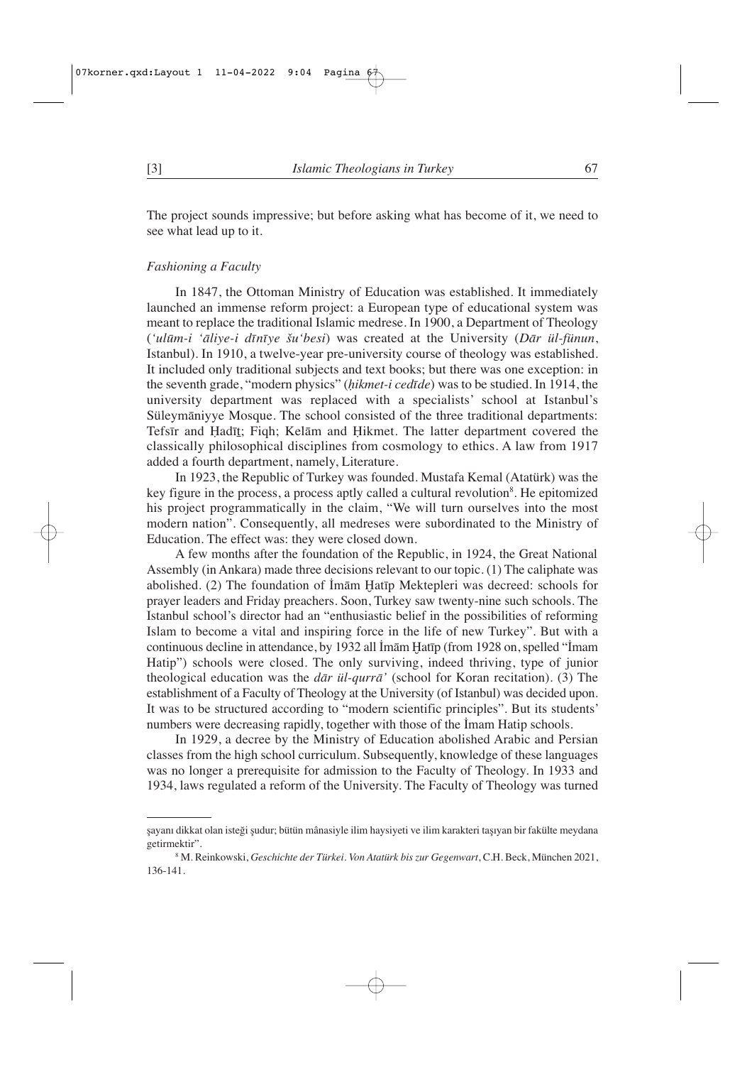The project sounds impressive; but before asking what has become of it, we need to see what lead up to it.

### *Fashioning a Faculty*

In 1847, the Ottoman Ministry of Education was established. It immediately launched an immense reform project: a European type of educational system was meant to replace the traditional Islamic medrese. In 1900, a Department of Theology (*ʿulūm-i ʿāliye-i dīnīye šuʿbesi*) was created at the University (*Dār ül-fünun*, Istanbul). In 1910, a twelve-year pre-university course of theology was established. It included only traditional subjects and text books; but there was one exception: in the seventh grade, "modern physics" (*ḥikmet-i cedīde*) was to be studied. In 1914, the university department was replaced with a specialists' school at Istanbul's Süleymāniyye Mosque. The school consisted of the three traditional departments: Tefsīr and Ḥadīṯ; Fiqh; Kelām and Ḥikmet. The latter department covered the classically philosophical disciplines from cosmology to ethics. A law from 1917 added a fourth department, namely, Literature.

In 1923, the Republic of Turkey was founded. Mustafa Kemal (Atatürk) was the key figure in the process, a process aptly called a cultural revolution[8]. He epitomized his project programmatically in the claim, "We will turn ourselves into the most modern nation". Consequently, all medreses were subordinated to the Ministry of Education. The effect was: they were closed down.

A few months after the foundation of the Republic, in 1924, the Great National Assembly (in Ankara) made three decisions relevant to our topic. (1) The caliphate was abolished. (2) The foundation of İmām Ḫatīp Mektepleri was decreed: schools for prayer leaders and Friday preachers. Soon, Turkey saw twenty-nine such schools. The Istanbul school's director had an "enthusiastic belief in the possibilities of reforming Islam to become a vital and inspiring force in the life of new Turkey". But with a continuous decline in attendance, by 1932 all İmām Ḫatīp (from 1928 on, spelled "İmam Hatip") schools were closed. The only surviving, indeed thriving, type of junior theological education was the *dār ül-qurrāʾ* (school for Koran recitation). (3) The establishment of a Faculty of Theology at the University (of Istanbul) was decided upon. It was to be structured according to "modern scientific principles". But its students' numbers were decreasing rapidly, together with those of the İmam Hatip schools.

In 1929, a decree by the Ministry of Education abolished Arabic and Persian classes from the high school curriculum. Subsequently, knowledge of these languages was no longer a prerequisite for admission to the Faculty of Theology. In 1933 and 1934, laws regulated a reform of the University. The Faculty of Theology was turned

---

şayanı dikkat olan isteği şudur; bütün mânasiyle ilim haysiyeti ve ilim karakteri taşıyan bir fakülte meydana getirmektir".

[8] M. Reinkowski, *Geschichte der Türkei. Von Atatürk bis zur Gegenwart*, C.H. Beck, München 2021, 136-141.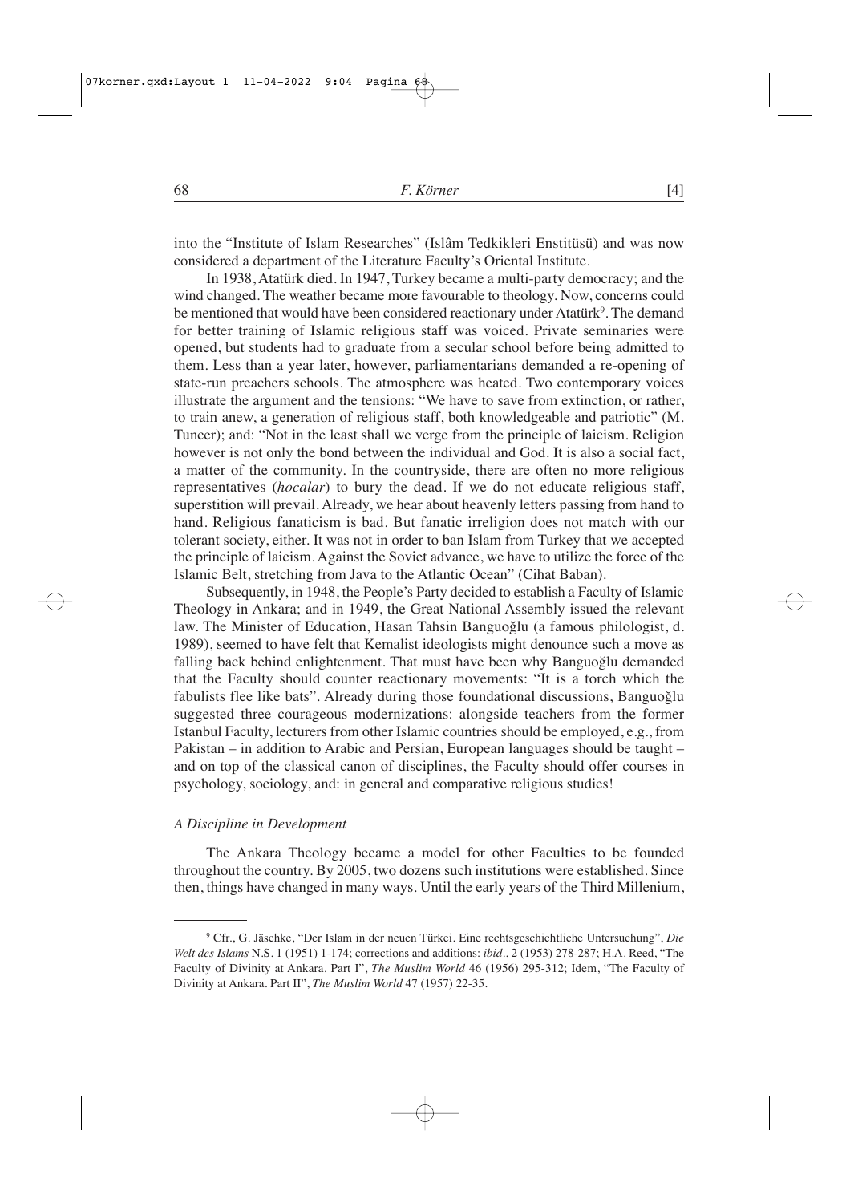into the "Institute of Islam Researches" (Islâm Tedkikleri Enstitüsü) and was now considered a department of the Literature Faculty's Oriental Institute.

In 1938, Atatürk died. In 1947, Turkey became a multi-party democracy; and the wind changed. The weather became more favourable to theology. Now, concerns could be mentioned that would have been considered reactionary under Atatürk[9]. The demand for better training of Islamic religious staff was voiced. Private seminaries were opened, but students had to graduate from a secular school before being admitted to them. Less than a year later, however, parliamentarians demanded a re-opening of state-run preachers schools. The atmosphere was heated. Two contemporary voices illustrate the argument and the tensions: "We have to save from extinction, or rather, to train anew, a generation of religious staff, both knowledgeable and patriotic" (M. Tuncer); and: "Not in the least shall we verge from the principle of laicism. Religion however is not only the bond between the individual and God. It is also a social fact, a matter of the community. In the countryside, there are often no more religious representatives (*hocalar*) to bury the dead. If we do not educate religious staff, superstition will prevail. Already, we hear about heavenly letters passing from hand to hand. Religious fanaticism is bad. But fanatic irreligion does not match with our tolerant society, either. It was not in order to ban Islam from Turkey that we accepted the principle of laicism. Against the Soviet advance, we have to utilize the force of the Islamic Belt, stretching from Java to the Atlantic Ocean" (Cihat Baban).

Subsequently, in 1948, the People's Party decided to establish a Faculty of Islamic Theology in Ankara; and in 1949, the Great National Assembly issued the relevant law. The Minister of Education, Hasan Tahsin Banguoğlu (a famous philologist, d. 1989), seemed to have felt that Kemalist ideologists might denounce such a move as falling back behind enlightenment. That must have been why Banguoğlu demanded that the Faculty should counter reactionary movements: "It is a torch which the fabulists flee like bats". Already during those foundational discussions, Banguoğlu suggested three courageous modernizations: alongside teachers from the former Istanbul Faculty, lecturers from other Islamic countries should be employed, e.g., from Pakistan – in addition to Arabic and Persian, European languages should be taught – and on top of the classical canon of disciplines, the Faculty should offer courses in psychology, sociology, and: in general and comparative religious studies!

### *A Discipline in Development*

The Ankara Theology became a model for other Faculties to be founded throughout the country. By 2005, two dozens such institutions were established. Since then, things have changed in many ways. Until the early years of the Third Millenium,

---

[9] Cfr., G. Jäschke, "Der Islam in der neuen Türkei. Eine rechtsgeschichtliche Untersuchung", *Die Welt des Islams* N.S. 1 (1951) 1-174; corrections and additions: *ibid*., 2 (1953) 278-287; H.A. Reed, "The Faculty of Divinity at Ankara. Part I", *The Muslim World* 46 (1956) 295-312; Idem, "The Faculty of Divinity at Ankara. Part II", *The Muslim World* 47 (1957) 22-35.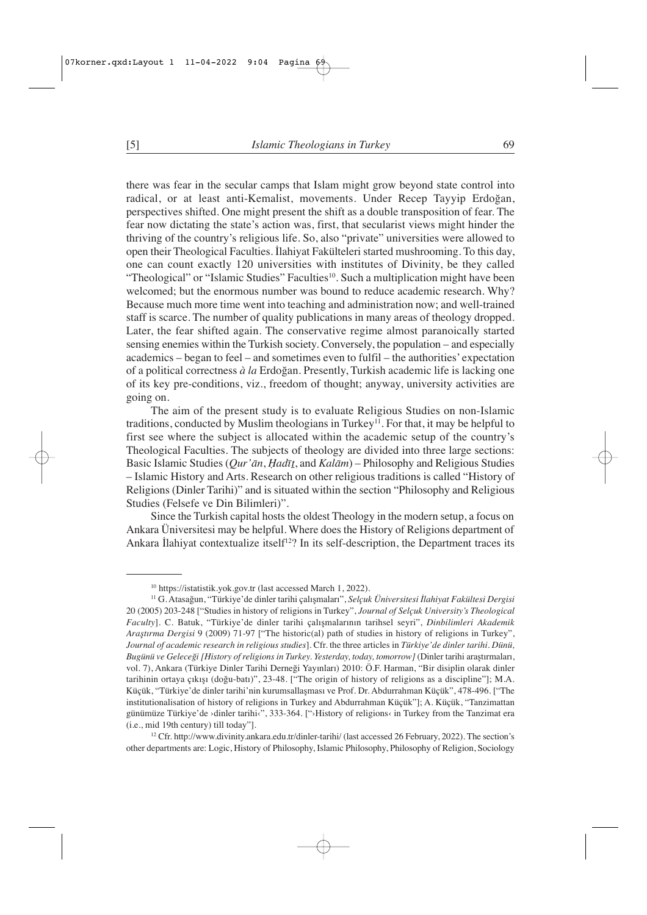there was fear in the secular camps that Islam might grow beyond state control into radical, or at least anti-Kemalist, movements. Under Recep Tayyip Erdoğan, perspectives shifted. One might present the shift as a double transposition of fear. The fear now dictating the state's action was, first, that secularist views might hinder the thriving of the country's religious life. So, also "private" universities were allowed to open their Theological Faculties. İlahiyat Fakülteleri started mushrooming. To this day, one can count exactly 120 universities with institutes of Divinity, be they called "Theological" or "Islamic Studies" Faculties[10]. Such a multiplication might have been welcomed; but the enormous number was bound to reduce academic research. Why? Because much more time went into teaching and administration now; and well-trained staff is scarce. The number of quality publications in many areas of theology dropped. Later, the fear shifted again. The conservative regime almost paranoically started sensing enemies within the Turkish society. Conversely, the population – and especially academics – began to feel – and sometimes even to fulfil – the authorities' expectation of a political correctness *à la* Erdoğan. Presently, Turkish academic life is lacking one of its key pre-conditions, viz., freedom of thought; anyway, university activities are going on.

The aim of the present study is to evaluate Religious Studies on non-Islamic traditions, conducted by Muslim theologians in Turkey[11]. For that, it may be helpful to first see where the subject is allocated within the academic setup of the country's Theological Faculties. The subjects of theology are divided into three large sections: Basic Islamic Studies (*Qur'ān*, *Ḥadīṯ*, and *Kalām*) – Philosophy and Religious Studies – Islamic History and Arts. Research on other religious traditions is called "History of Religions (Dinler Tarihi)" and is situated within the section "Philosophy and Religious Studies (Felsefe ve Din Bilimleri)".

Since the Turkish capital hosts the oldest Theology in the modern setup, a focus on Ankara Üniversitesi may be helpful. Where does the History of Religions department of Ankara İlahiyat contextualize itself[12]? In its self-description, the Department traces its

---

[10] https://istatistik.yok.gov.tr (last accessed March 1, 2022).

[11] G. Atasağun, "Türkiye'de dinler tarihi çalışmaları", *Selçuk Üniversitesi İlahiyat Fakültesi Dergisi* 20 (2005) 203-248 ["Studies in history of religions in Turkey", *Journal of Selçuk University's Theological Faculty*]. C. Batuk, "Türkiye'de dinler tarihi çalışmalarının tarihsel seyri", *Dinbilimleri Akademik Araştırma Dergisi* 9 (2009) 71-97 ["The historic(al) path of studies in history of religions in Turkey", *Journal of academic research in religious studies*]. Cfr. the three articles in *Türkiye'de dinler tarihi. Dünü, Bugünü ve Geleceği [History of religions in Turkey. Yesterday, today, tomorrow]* (Dinler tarihi araştırmaları, vol. 7), Ankara (Türkiye Dinler Tarihi Derneği Yayınları) 2010: Ö.F. Harman, "Bir disiplin olarak dinler tarihinin ortaya çıkışı (doğu-batı)", 23-48. ["The origin of history of religions as a discipline"]; M.A. Küçük, "Türkiye'de dinler tarihi'nin kurumsallaşması ve Prof. Dr. Abdurrahman Küçük", 478-496. ["The institutionalisation of history of religions in Turkey and Abdurrahman Küçük"]; A. Küçük, "Tanzimattan günümüze Türkiye'de ›dinler tarihi‹", 333-364. ["›History of religions‹ in Turkey from the Tanzimat era (i.e., mid 19th century) till today"].

[12] Cfr. http://www.divinity.ankara.edu.tr/dinler-tarihi/ (last accessed 26 February, 2022). The section's other departments are: Logic, History of Philosophy, Islamic Philosophy, Philosophy of Religion, Sociology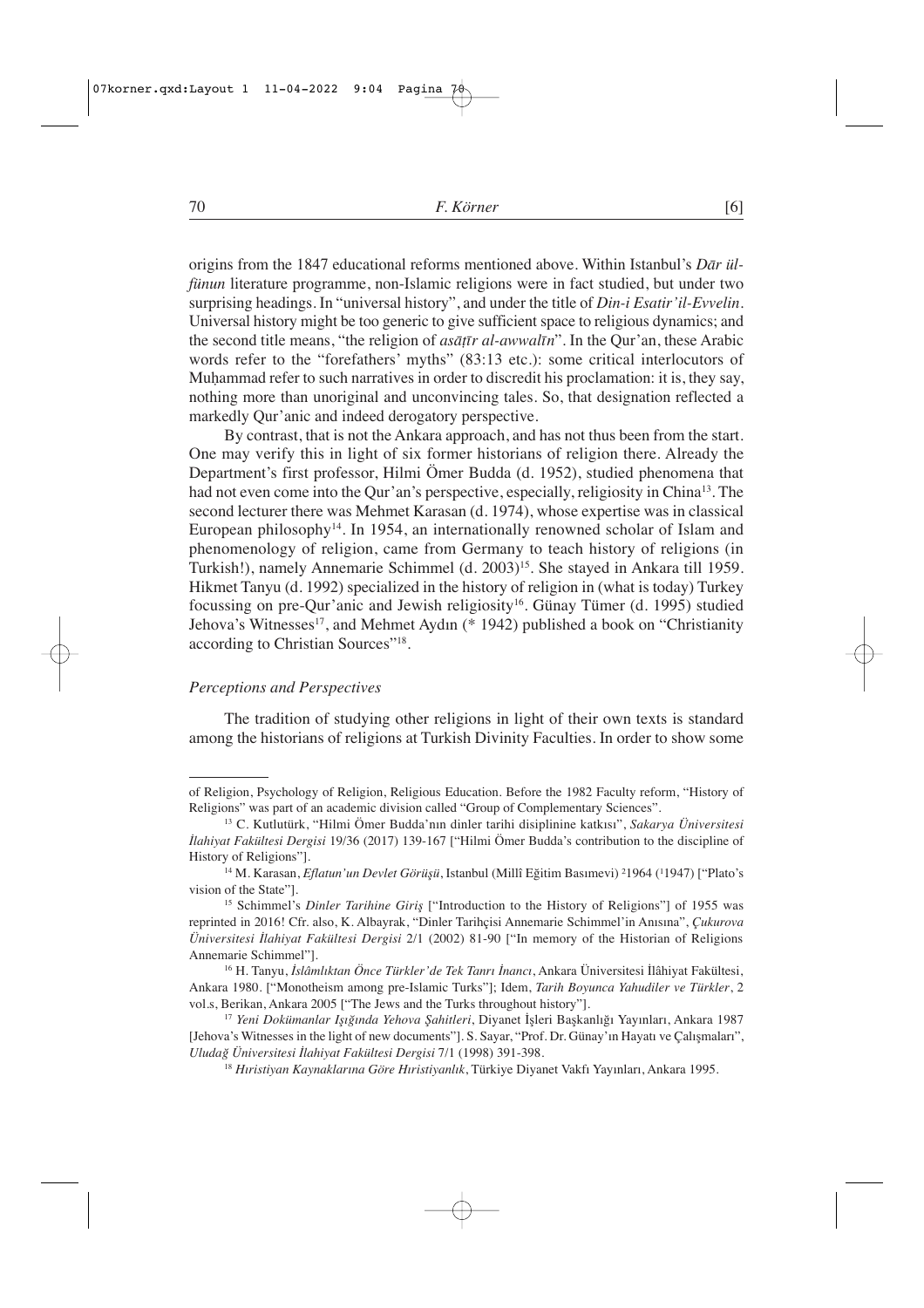origins from the 1847 educational reforms mentioned above. Within Istanbul's *Dār ül-fünun* literature programme, non-Islamic religions were in fact studied, but under two surprising headings. In "universal history", and under the title of *Din-i Esatir'il-Evvelin*. Universal history might be too generic to give sufficient space to religious dynamics; and the second title means, "the religion of *asāṭīr al-awwalīn*". In the Qur'an, these Arabic words refer to the "forefathers' myths" (83:13 etc.): some critical interlocutors of Muḥammad refer to such narratives in order to discredit his proclamation: it is, they say, nothing more than unoriginal and unconvincing tales. So, that designation reflected a markedly Qur'anic and indeed derogatory perspective.

By contrast, that is not the Ankara approach, and has not thus been from the start. One may verify this in light of six former historians of religion there. Already the Department's first professor, Hilmi Ömer Budda (d. 1952), studied phenomena that had not even come into the Qur'an's perspective, especially, religiosity in China[13]. The second lecturer there was Mehmet Karasan (d. 1974), whose expertise was in classical European philosophy[14]. In 1954, an internationally renowned scholar of Islam and phenomenology of religion, came from Germany to teach history of religions (in Turkish!), namely Annemarie Schimmel (d. 2003)[15]. She stayed in Ankara till 1959. Hikmet Tanyu (d. 1992) specialized in the history of religion in (what is today) Turkey focussing on pre-Qur'anic and Jewish religiosity[16]. Günay Tümer (d. 1995) studied Jehova's Witnesses[17], and Mehmet Aydın (* 1942) published a book on "Christianity according to Christian Sources"[18].

### *Perceptions and Perspectives*

The tradition of studying other religions in light of their own texts is standard among the historians of religions at Turkish Divinity Faculties. In order to show some

---

of Religion, Psychology of Religion, Religious Education. Before the 1982 Faculty reform, "History of Religions" was part of an academic division called "Group of Complementary Sciences".

[13] C. Kutlutürk, "Hilmi Ömer Budda'nın dinler tarihi disiplinine katkısı", *Sakarya Üniversitesi İlahiyat Fakültesi Dergisi* 19/36 (2017) 139-167 ["Hilmi Ömer Budda's contribution to the discipline of History of Religions"].

[14] M. Karasan, *Eflatun'un Devlet Görüşü*, Istanbul (Millî Eğitim Basımevi) ²1964 (¹1947) ["Plato's vision of the State"].

[15] Schimmel's *Dinler Tarihine Giriş* ["Introduction to the History of Religions"] of 1955 was reprinted in 2016! Cfr. also, K. Albayrak, "Dinler Tarihçisi Annemarie Schimmel'in Anısına", *Çukurova Üniversitesi İlahiyat Fakültesi Dergisi* 2/1 (2002) 81-90 ["In memory of the Historian of Religions Annemarie Schimmel"].

[16] H. Tanyu, *İslâmlıktan Önce Türkler'de Tek Tanrı İnancı*, Ankara Üniversitesi İlâhiyat Fakültesi, Ankara 1980. ["Monotheism among pre-Islamic Turks"]; Idem, *Tarih Boyunca Yahudiler ve Türkler*, 2 vol.s, Berikan, Ankara 2005 ["The Jews and the Turks throughout history"].

[17] *Yeni Dokümanlar Işığında Yehova Şahitleri*, Diyanet İşleri Başkanlığı Yayınları, Ankara 1987 [Jehova's Witnesses in the light of new documents"]. S. Sayar, "Prof. Dr. Günay'ın Hayatı ve Çalışmaları", *Uludağ Üniversitesi İlahiyat Fakültesi Dergisi* 7/1 (1998) 391-398.

[18] *Hıristiyan Kaynaklarına Göre Hıristiyanlık*, Türkiye Diyanet Vakfı Yayınları, Ankara 1995.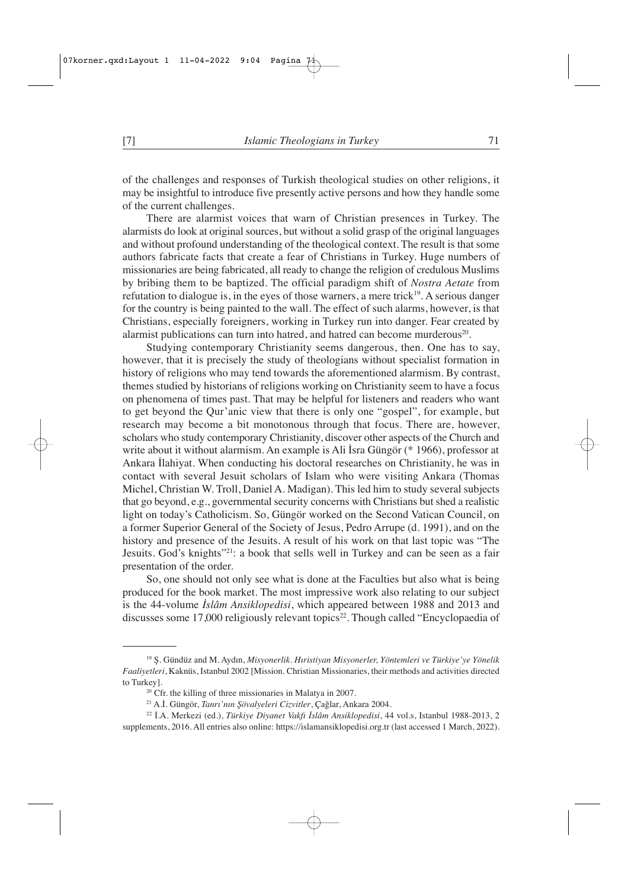of the challenges and responses of Turkish theological studies on other religions, it may be insightful to introduce five presently active persons and how they handle some of the current challenges.

There are alarmist voices that warn of Christian presences in Turkey. The alarmists do look at original sources, but without a solid grasp of the original languages and without profound understanding of the theological context. The result is that some authors fabricate facts that create a fear of Christians in Turkey. Huge numbers of missionaries are being fabricated, all ready to change the religion of credulous Muslims by bribing them to be baptized. The official paradigm shift of *Nostra Aetate* from refutation to dialogue is, in the eyes of those warners, a mere trick[19]. A serious danger for the country is being painted to the wall. The effect of such alarms, however, is that Christians, especially foreigners, working in Turkey run into danger. Fear created by alarmist publications can turn into hatred, and hatred can become murderous[20].

Studying contemporary Christianity seems dangerous, then. One has to say, however, that it is precisely the study of theologians without specialist formation in history of religions who may tend towards the aforementioned alarmism. By contrast, themes studied by historians of religions working on Christianity seem to have a focus on phenomena of times past. That may be helpful for listeners and readers who want to get beyond the Qur'anic view that there is only one "gospel", for example, but research may become a bit monotonous through that focus. There are, however, scholars who study contemporary Christianity, discover other aspects of the Church and write about it without alarmism. An example is Ali İsra Güngör (* 1966), professor at Ankara İlahiyat. When conducting his doctoral researches on Christianity, he was in contact with several Jesuit scholars of Islam who were visiting Ankara (Thomas Michel, Christian W. Troll, Daniel A. Madigan). This led him to study several subjects that go beyond, e.g., governmental security concerns with Christians but shed a realistic light on today's Catholicism. So, Güngör worked on the Second Vatican Council, on a former Superior General of the Society of Jesus, Pedro Arrupe (d. 1991), and on the history and presence of the Jesuits. A result of his work on that last topic was "The Jesuits. God's knights"[21]: a book that sells well in Turkey and can be seen as a fair presentation of the order.

So, one should not only see what is done at the Faculties but also what is being produced for the book market. The most impressive work also relating to our subject is the 44-volume *İslâm Ansiklopedisi*, which appeared between 1988 and 2013 and discusses some 17,000 religiously relevant topics[22]. Though called "Encyclopaedia of

---

[19] Ş. Gündüz and M. Aydın, *Misyonerlik. Hıristiyan Misyonerler, Yöntemleri ve Türkiye'ye Yönelik Faaliyetleri*, Kaknüs, Istanbul 2002 [Mission. Christian Missionaries, their methods and activities directed to Turkey].

[20] Cfr. the killing of three missionaries in Malatya in 2007.

[21] A.İ. Güngör, *Tanrı'nın Şövalyeleri Cizvitler*, Çağlar, Ankara 2004.

[22] İ.A. Merkezi (ed.), *Türkiye Diyanet Vakfı İslâm Ansiklopedisi*, 44 vol.s, Istanbul 1988-2013, 2 supplements, 2016. All entries also online: https://islamansiklopedisi.org.tr (last accessed 1 March, 2022).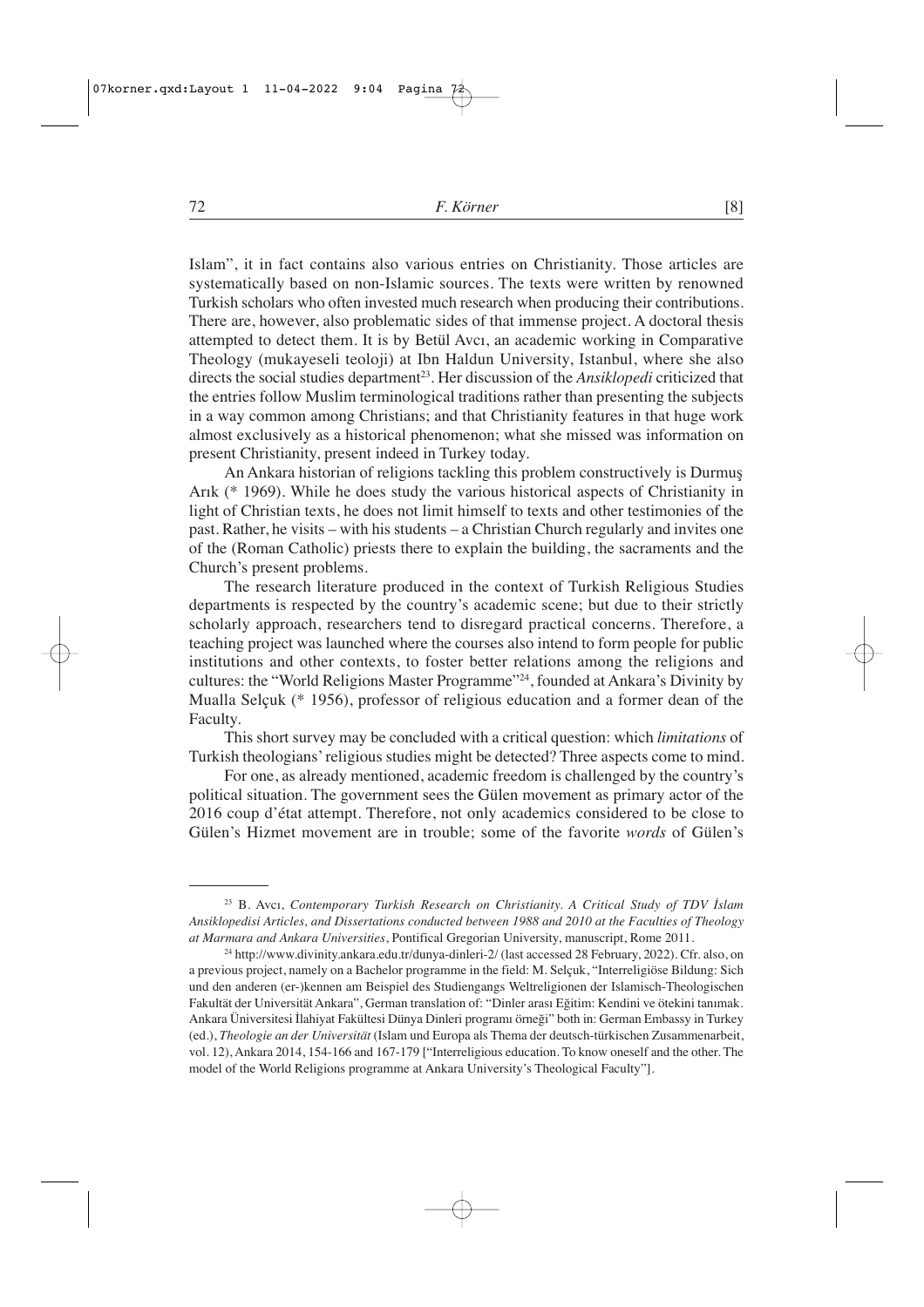Islam", it in fact contains also various entries on Christianity. Those articles are systematically based on non-Islamic sources. The texts were written by renowned Turkish scholars who often invested much research when producing their contributions. There are, however, also problematic sides of that immense project. A doctoral thesis attempted to detect them. It is by Betül Avcı, an academic working in Comparative Theology (mukayeseli teoloji) at Ibn Haldun University, Istanbul, where she also directs the social studies department[23]. Her discussion of the *Ansiklopedi* criticized that the entries follow Muslim terminological traditions rather than presenting the subjects in a way common among Christians; and that Christianity features in that huge work almost exclusively as a historical phenomenon; what she missed was information on present Christianity, present indeed in Turkey today.

An Ankara historian of religions tackling this problem constructively is Durmuş Arık (* 1969). While he does study the various historical aspects of Christianity in light of Christian texts, he does not limit himself to texts and other testimonies of the past. Rather, he visits – with his students – a Christian Church regularly and invites one of the (Roman Catholic) priests there to explain the building, the sacraments and the Church's present problems.

The research literature produced in the context of Turkish Religious Studies departments is respected by the country's academic scene; but due to their strictly scholarly approach, researchers tend to disregard practical concerns. Therefore, a teaching project was launched where the courses also intend to form people for public institutions and other contexts, to foster better relations among the religions and cultures: the "World Religions Master Programme"[24], founded at Ankara's Divinity by Mualla Selçuk (* 1956), professor of religious education and a former dean of the Faculty.

This short survey may be concluded with a critical question: which *limitations* of Turkish theologians' religious studies might be detected? Three aspects come to mind.

For one, as already mentioned, academic freedom is challenged by the country's political situation. The government sees the Gülen movement as primary actor of the 2016 coup d'état attempt. Therefore, not only academics considered to be close to Gülen's Hizmet movement are in trouble; some of the favorite *words* of Gülen's

---

[23] B. Avcı, *Contemporary Turkish Research on Christianity. A Critical Study of TDV İslam Ansiklopedisi Articles, and Dissertations conducted between 1988 and 2010 at the Faculties of Theology at Marmara and Ankara Universities*, Pontifical Gregorian University, manuscript, Rome 2011.

[24] http://www.divinity.ankara.edu.tr/dunya-dinleri-2/ (last accessed 28 February, 2022). Cfr. also, on a previous project, namely on a Bachelor programme in the field: M. Selçuk, "Interreligiöse Bildung: Sich und den anderen (er-)kennen am Beispiel des Studiengangs Weltreligionen der Islamisch-Theologischen Fakultät der Universität Ankara", German translation of: "Dinler arası Eğitim: Kendini ve ötekini tanımak. Ankara Üniversitesi İlahiyat Fakültesi Dünya Dinleri programı örneği" both in: German Embassy in Turkey (ed.), *Theologie an der Universität* (Islam und Europa als Thema der deutsch-türkischen Zusammenarbeit, vol. 12), Ankara 2014, 154-166 and 167-179 ["Interreligious education. To know oneself and the other. The model of the World Religions programme at Ankara University's Theological Faculty"].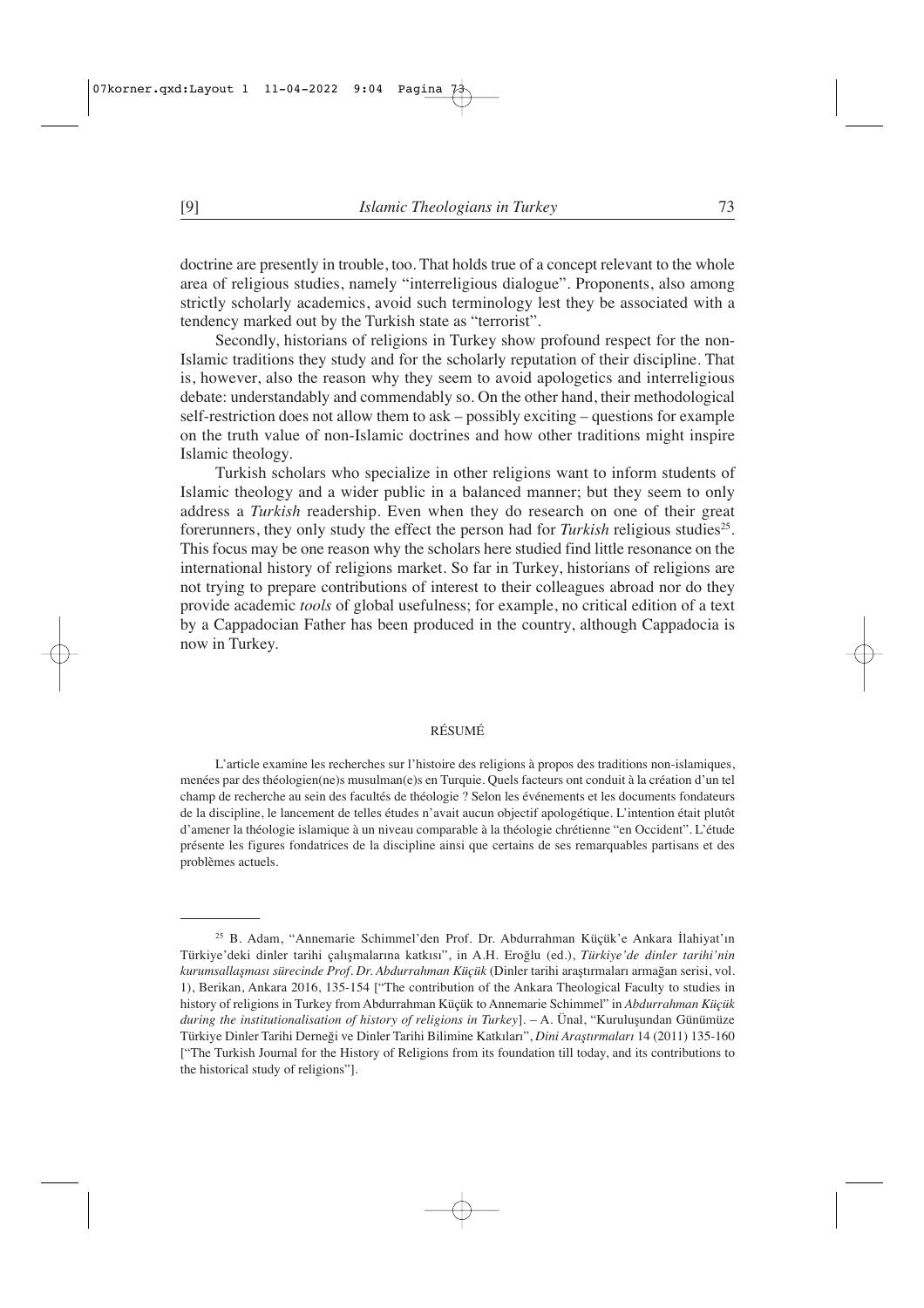doctrine are presently in trouble, too. That holds true of a concept relevant to the whole area of religious studies, namely "interreligious dialogue". Proponents, also among strictly scholarly academics, avoid such terminology lest they be associated with a tendency marked out by the Turkish state as "terrorist".

Secondly, historians of religions in Turkey show profound respect for the non-Islamic traditions they study and for the scholarly reputation of their discipline. That is, however, also the reason why they seem to avoid apologetics and interreligious debate: understandably and commendably so. On the other hand, their methodological self-restriction does not allow them to ask – possibly exciting – questions for example on the truth value of non-Islamic doctrines and how other traditions might inspire Islamic theology.

Turkish scholars who specialize in other religions want to inform students of Islamic theology and a wider public in a balanced manner; but they seem to only address a *Turkish* readership. Even when they do research on one of their great forerunners, they only study the effect the person had for *Turkish* religious studies[25]. This focus may be one reason why the scholars here studied find little resonance on the international history of religions market. So far in Turkey, historians of religions are not trying to prepare contributions of interest to their colleagues abroad nor do they provide academic *tools* of global usefulness; for example, no critical edition of a text by a Cappadocian Father has been produced in the country, although Cappadocia is now in Turkey.

## RÉSUMÉ

L'article examine les recherches sur l'histoire des religions à propos des traditions non-islamiques, menées par des théologien(ne)s musulman(e)s en Turquie. Quels facteurs ont conduit à la création d'un tel champ de recherche au sein des facultés de théologie ? Selon les événements et les documents fondateurs de la discipline, le lancement de telles études n'avait aucun objectif apologétique. L'intention était plutôt d'amener la théologie islamique à un niveau comparable à la théologie chrétienne "en Occident". L'étude présente les figures fondatrices de la discipline ainsi que certains de ses remarquables partisans et des problèmes actuels.

---

[25] B. Adam, "Annemarie Schimmel'den Prof. Dr. Abdurrahman Küçük'e Ankara İlahiyat'ın Türkiye'deki dinler tarihi çalışmalarına katkısı", in A.H. Eroğlu (ed.), *Türkiye'de dinler tarihi'nin kurumsallaşması sürecinde Prof. Dr. Abdurrahman Küçük* (Dinler tarihi araştırmaları armağan serisi, vol. 1), Berikan, Ankara 2016, 135-154 ["The contribution of the Ankara Theological Faculty to studies in history of religions in Turkey from Abdurrahman Küçük to Annemarie Schimmel" in *Abdurrahman Küçük during the institutionalisation of history of religions in Turkey*]. – A. Ünal, "Kuruluşundan Günümüze Türkiye Dinler Tarihi Derneği ve Dinler Tarihi Bilimine Katkıları", *Dini Araştırmaları* 14 (2011) 135-160 ["The Turkish Journal for the History of Religions from its foundation till today, and its contributions to the historical study of religions"].